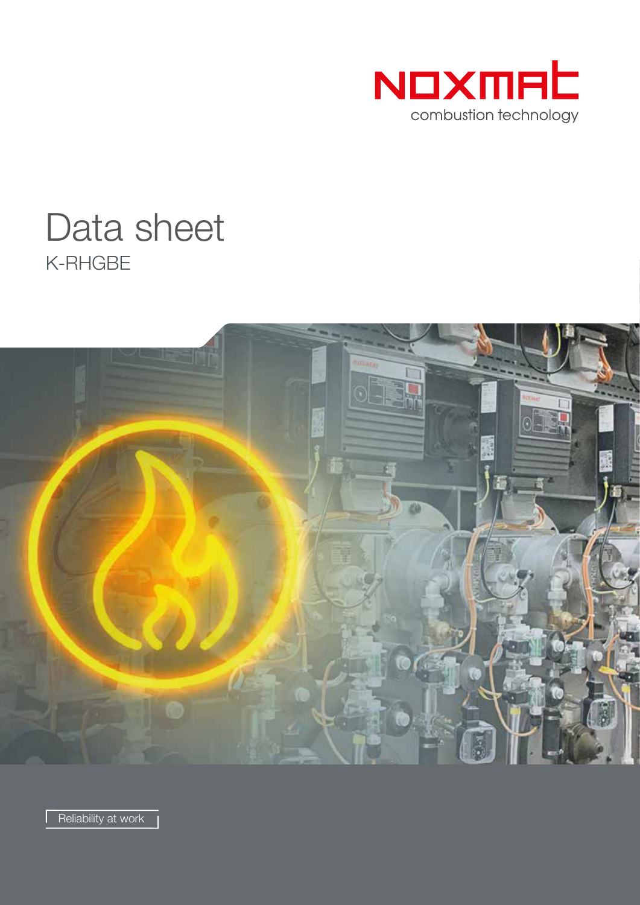NOXMAT

combustion technology

# Data sheet

## K-RHGBE

Reliability at work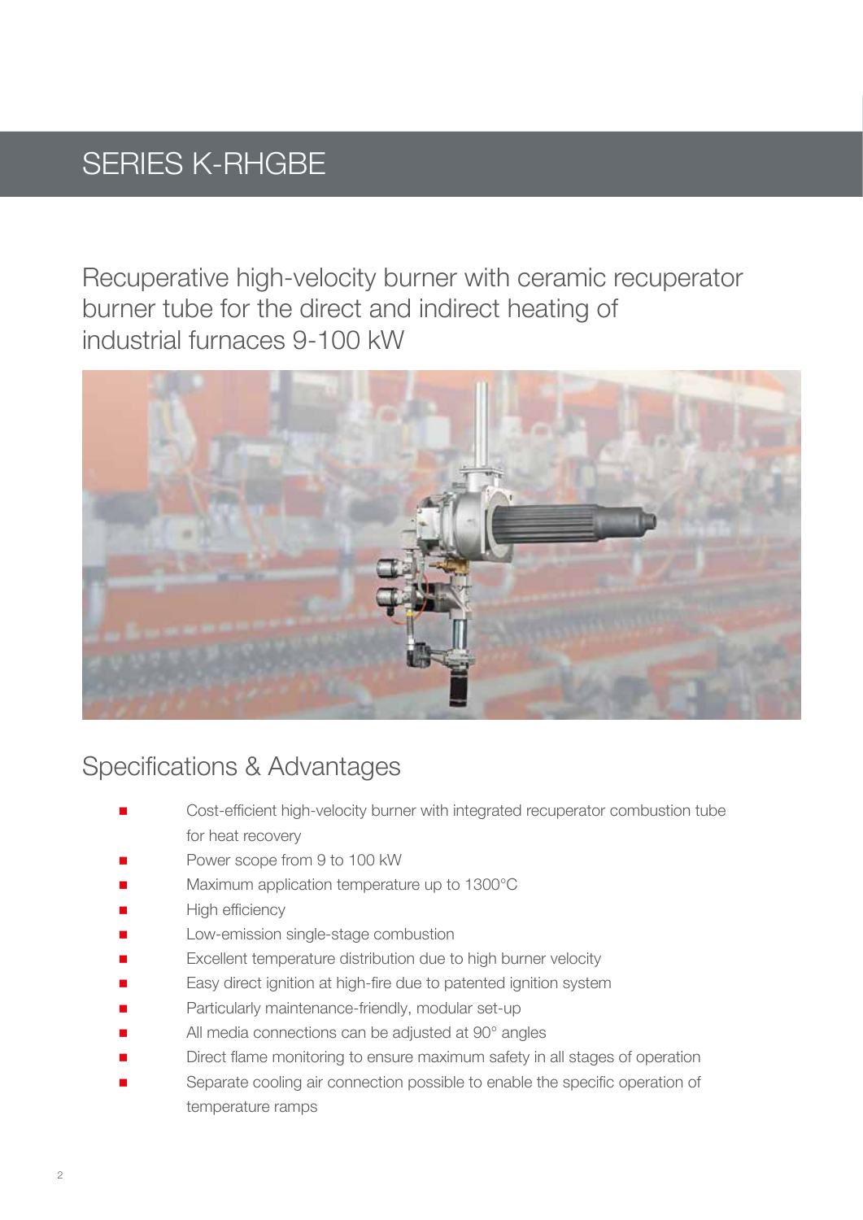# SERIES K-RHGBE

Recuperative high-velocity burner with ceramic recuperator burner tube for the direct and indirect heating of industrial furnaces 9-100 kW

## Specifications & Advantages

- Cost-efficient high-velocity burner with integrated recuperator combustion tube for heat recovery
- Power scope from 9 to 100 kW
- Maximum application temperature up to 1300°C
- High efficiency
- Low-emission single-stage combustion
- Excellent temperature distribution due to high burner velocity
- Easy direct ignition at high-fire due to patented ignition system
- Particularly maintenance-friendly, modular set-up
- All media connections can be adjusted at 90° angles
- Direct flame monitoring to ensure maximum safety in all stages of operation
- Separate cooling air connection possible to enable the specific operation of temperature ramps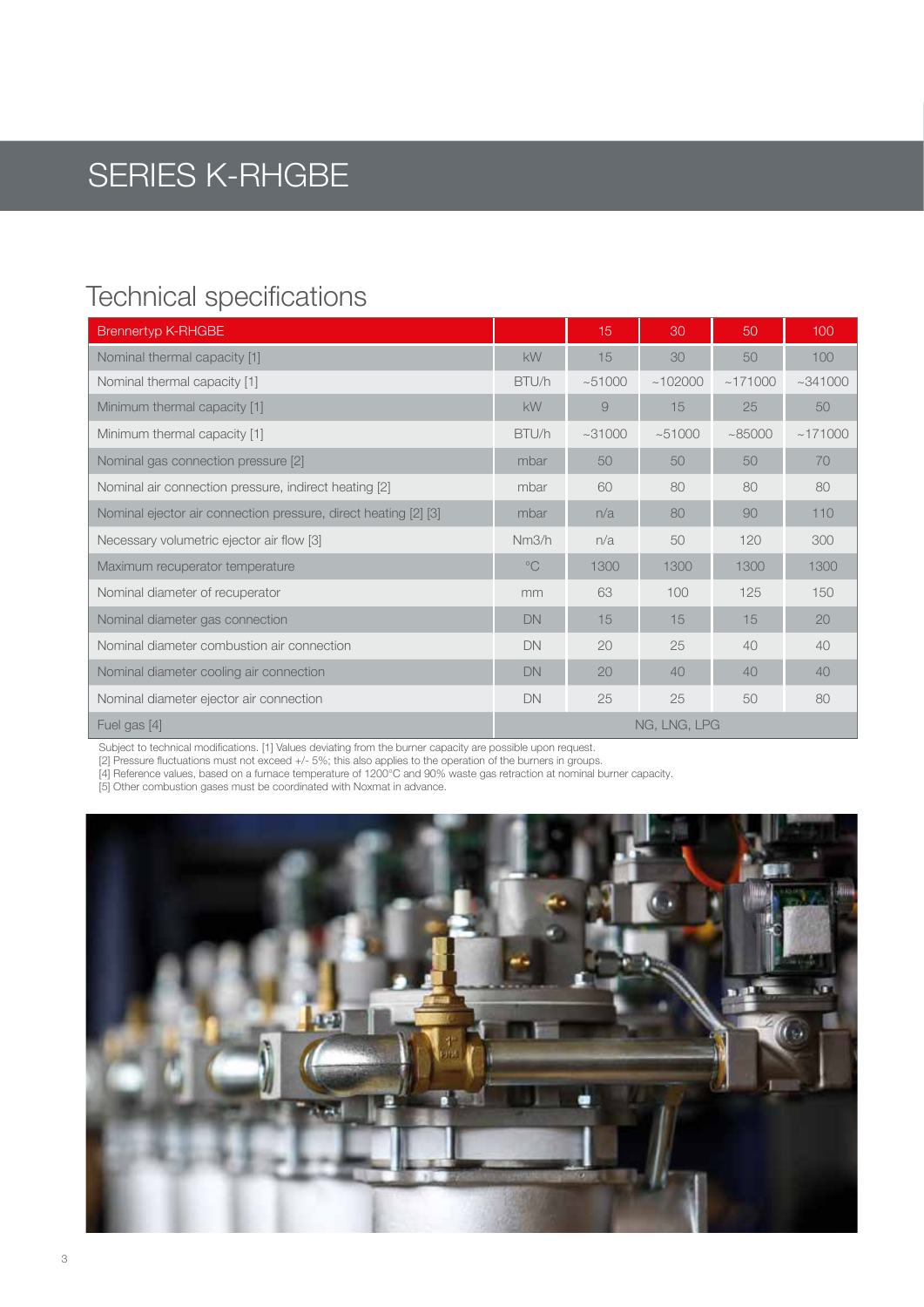# SERIES K-RHGBE

## Technical specifications

| Brennertyp K-RHGBE | | 15 | 30 | 50 | 100 |
|---|---|---|---|---|---|
| Nominal thermal capacity [1] | kW | 15 | 30 | 50 | 100 |
| Nominal thermal capacity [1] | BTU/h | ~51000 | ~102000 | ~171000 | ~341000 |
| Minimum thermal capacity [1] | kW | 9 | 15 | 25 | 50 |
| Minimum thermal capacity [1] | BTU/h | ~31000 | ~51000 | ~85000 | ~171000 |
| Nominal gas connection pressure [2] | mbar | 50 | 50 | 50 | 70 |
| Nominal air connection pressure, indirect heating [2] | mbar | 60 | 80 | 80 | 80 |
| Nominal ejector air connection pressure, direct heating [2] [3] | mbar | n/a | 80 | 90 | 110 |
| Necessary volumetric ejector air flow [3] | Nm3/h | n/a | 50 | 120 | 300 |
| Maximum recuperator temperature | °C | 1300 | 1300 | 1300 | 1300 |
| Nominal diameter of recuperator | mm | 63 | 100 | 125 | 150 |
| Nominal diameter gas connection | DN | 15 | 15 | 15 | 20 |
| Nominal diameter combustion air connection | DN | 20 | 25 | 40 | 40 |
| Nominal diameter cooling air connection | DN | 20 | 40 | 40 | 40 |
| Nominal diameter ejector air connection | DN | 25 | 25 | 50 | 80 |
| Fuel gas [4] | | NG, LNG, LPG | | | |

Subject to technical modifications. [1] Values deviating from the burner capacity are possible upon request.
[2] Pressure fluctuations must not exceed +/- 5%; this also applies to the operation of the burners in groups.
[4] Reference values, based on a furnace temperature of 1200°C and 90% waste gas retraction at nominal burner capacity.
[5] Other combustion gases must be coordinated with Noxmat in advance.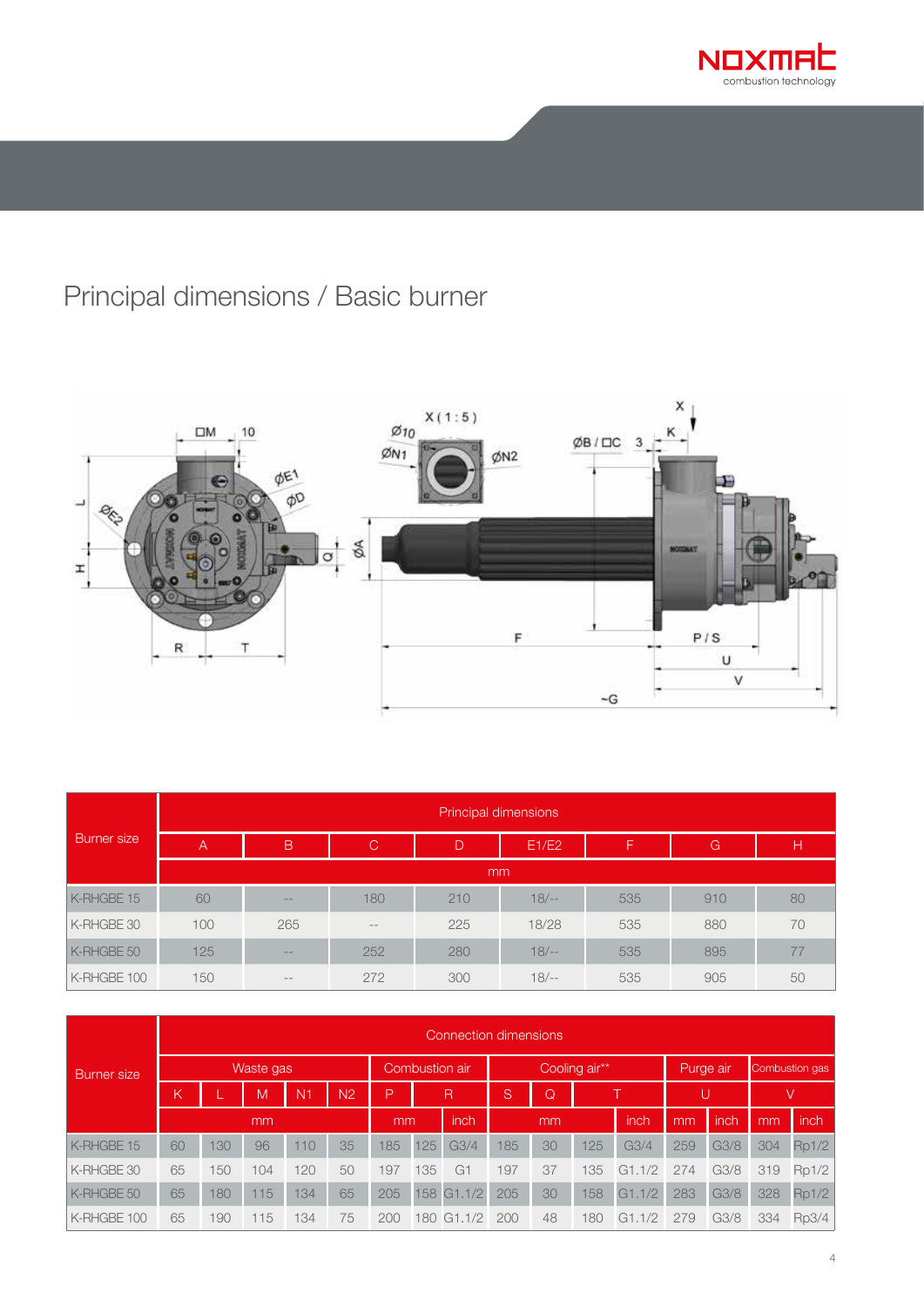# Principal dimensions / Basic burner

| Burner size | Principal dimensions | | | | | | | |
|---|---|---|---|---|---|---|---|---|
| | A | B | C | D | E1/E2 | F | G | H |
| | mm | | | | | | | |
| K-RHGBE 15 | 60 | -- | 180 | 210 | 18/-- | 535 | 910 | 80 |
| K-RHGBE 30 | 100 | 265 | -- | 225 | 18/28 | 535 | 880 | 70 |
| K-RHGBE 50 | 125 | -- | 252 | 280 | 18/-- | 535 | 895 | 77 |
| K-RHGBE 100 | 150 | -- | 272 | 300 | 18/-- | 535 | 905 | 50 |

| Burner size | Connection dimensions | | | | | | | | | | | | | | | |
|---|---|---|---|---|---|---|---|---|---|---|---|---|---|---|---|---|
| | Waste gas | | | | | Combustion air | | | Cooling air** | | | | Purge air | | Combustion gas | |
| | K | L | M | N1 | N2 | P | R | | S | Q | T | | U | | V | |
| | mm | | | | | mm | | inch | mm | | | inch | mm | inch | mm | inch |
| K-RHGBE 15 | 60 | 130 | 96 | 110 | 35 | 185 | 125 | G3/4 | 185 | 30 | 125 | G3/4 | 259 | G3/8 | 304 | Rp1/2 |
| K-RHGBE 30 | 65 | 150 | 104 | 120 | 50 | 197 | 135 | G1 | 197 | 37 | 135 | G1.1/2 | 274 | G3/8 | 319 | Rp1/2 |
| K-RHGBE 50 | 65 | 180 | 115 | 134 | 65 | 205 | 158 | G1.1/2 | 205 | 30 | 158 | G1.1/2 | 283 | G3/8 | 328 | Rp1/2 |
| K-RHGBE 100 | 65 | 190 | 115 | 134 | 75 | 200 | 180 | G1.1/2 | 200 | 48 | 180 | G1.1/2 | 279 | G3/8 | 334 | Rp3/4 |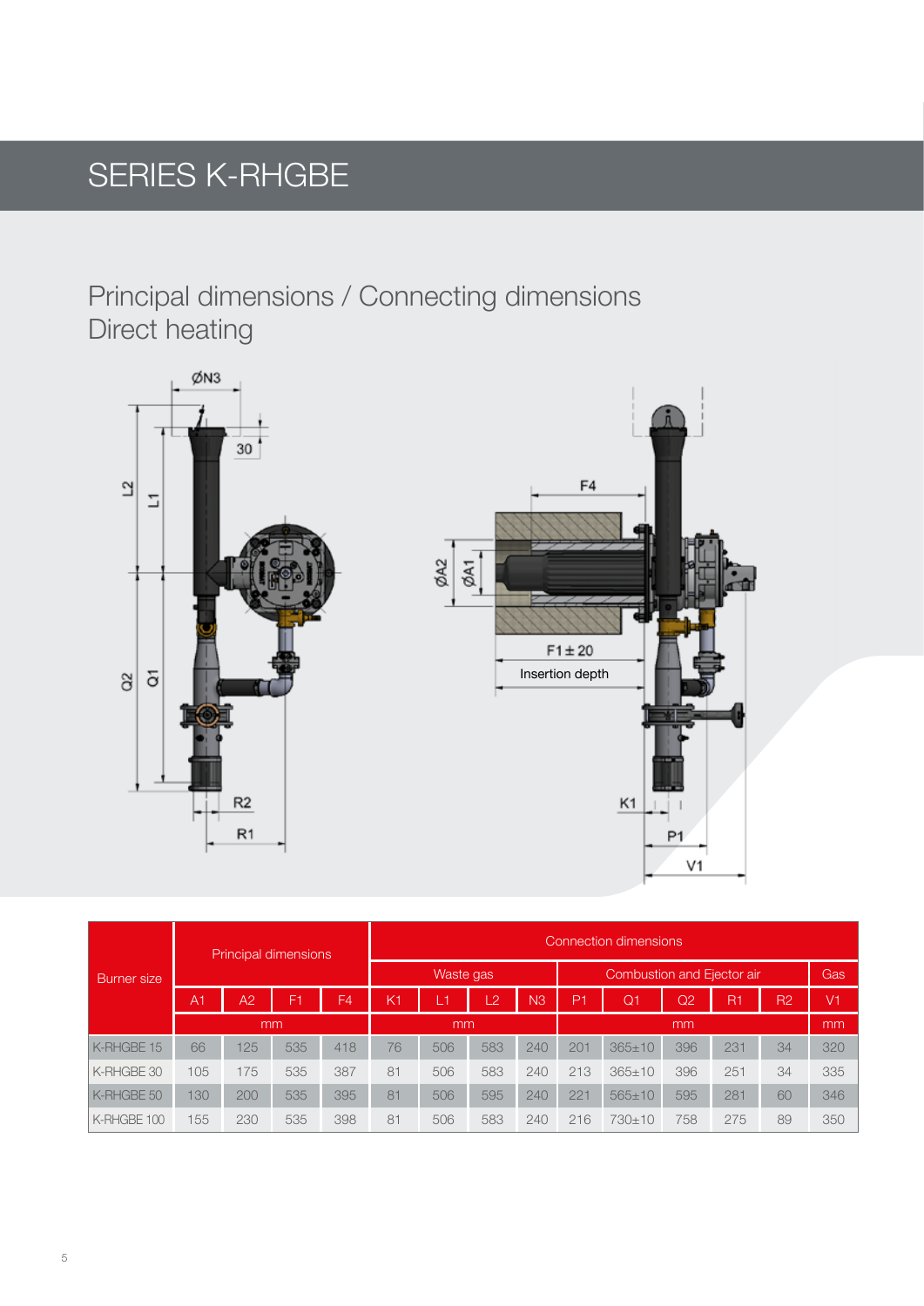# SERIES K-RHGBE

## Principal dimensions / Connecting dimensions
## Direct heating

| Burner size | Principal dimensions | | | | Connection dimensions | | | | | | | | | |
|---|---|---|---|---|---|---|---|---|---|---|---|---|---|---|
| | | | | | Waste gas | | | | Combustion and Ejector air | | | | | Gas |
| | A1 | A2 | F1 | F4 | K1 | L1 | L2 | N3 | P1 | Q1 | Q2 | R1 | R2 | V1 |
| | mm | | | | mm | | | | mm | | | | | mm |
| K-RHGBE 15 | 66 | 125 | 535 | 418 | 76 | 506 | 583 | 240 | 201 | 365±10 | 396 | 231 | 34 | 320 |
| K-RHGBE 30 | 105 | 175 | 535 | 387 | 81 | 506 | 583 | 240 | 213 | 365±10 | 396 | 251 | 34 | 335 |
| K-RHGBE 50 | 130 | 200 | 535 | 395 | 81 | 506 | 595 | 240 | 221 | 565±10 | 595 | 281 | 60 | 346 |
| K-RHGBE 100 | 155 | 230 | 535 | 398 | 81 | 506 | 583 | 240 | 216 | 730±10 | 758 | 275 | 89 | 350 |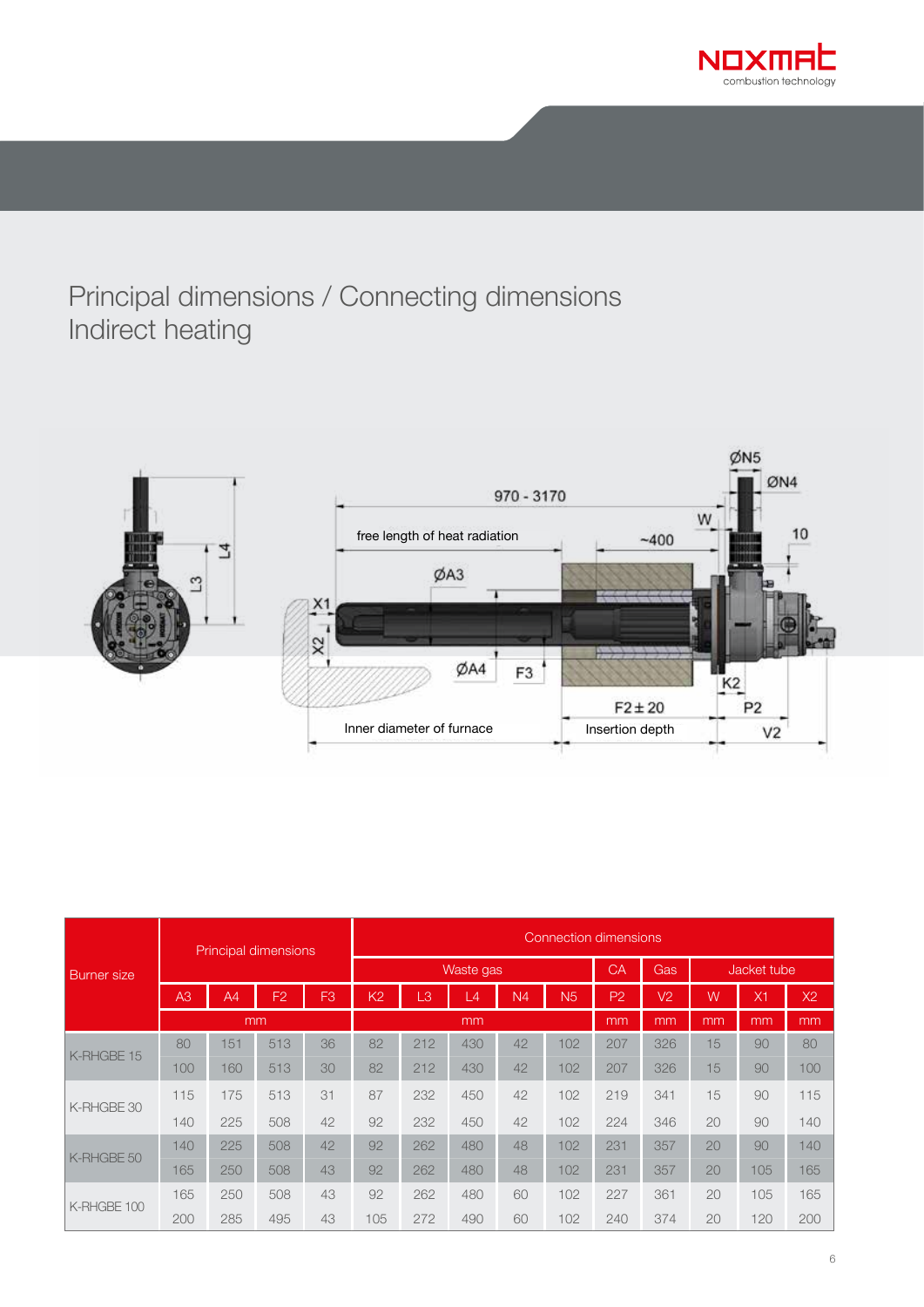# Principal dimensions / Connecting dimensions
## Indirect heating

970 - 3170

free length of heat radiation

~400

W

ØN5

ØN4

10

ØA3

X1

X2

ØA4

F3

K2

F2 ± 20

P2

Inner diameter of furnace

Insertion depth

V2

L3

L4

| Burner size | Principal dimensions | | | | Connection dimensions | | | | | | | | | |
|---|---|---|---|---|---|---|---|---|---|---|---|---|---|---|
| | | | | | Waste gas | | | | | CA | Gas | Jacket tube | | |
| | A3 | A4 | F2 | F3 | K2 | L3 | L4 | N4 | N5 | P2 | V2 | W | X1 | X2 |
| | mm | | | | mm | | | | | mm | mm | mm | mm | mm |
| K-RHGBE 15 | 80 | 151 | 513 | 36 | 82 | 212 | 430 | 42 | 102 | 207 | 326 | 15 | 90 | 80 |
| | 100 | 160 | 513 | 30 | 82 | 212 | 430 | 42 | 102 | 207 | 326 | 15 | 90 | 100 |
| K-RHGBE 30 | 115 | 175 | 513 | 31 | 87 | 232 | 450 | 42 | 102 | 219 | 341 | 15 | 90 | 115 |
| | 140 | 225 | 508 | 42 | 92 | 232 | 450 | 42 | 102 | 224 | 346 | 20 | 90 | 140 |
| K-RHGBE 50 | 140 | 225 | 508 | 42 | 92 | 262 | 480 | 48 | 102 | 231 | 357 | 20 | 90 | 140 |
| | 165 | 250 | 508 | 43 | 92 | 262 | 480 | 48 | 102 | 231 | 357 | 20 | 105 | 165 |
| K-RHGBE 100 | 165 | 250 | 508 | 43 | 92 | 262 | 480 | 60 | 102 | 227 | 361 | 20 | 105 | 165 |
| | 200 | 285 | 495 | 43 | 105 | 272 | 490 | 60 | 102 | 240 | 374 | 20 | 120 | 200 |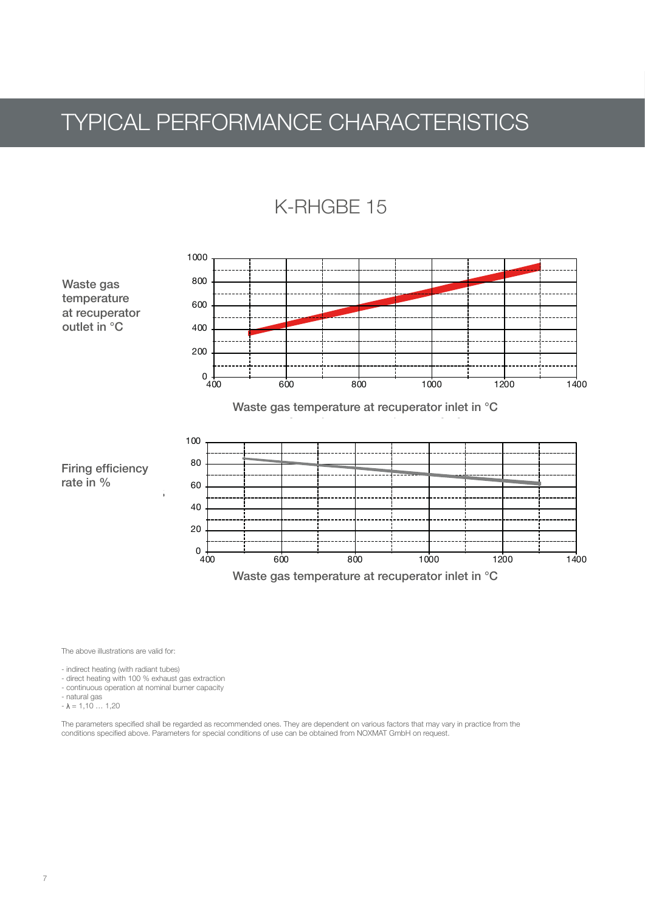# TYPICAL PERFORMANCE CHARACTERISTICS

## K-RHGBE 15

Waste gas temperature at recuperator outlet in °C

Waste gas temperature at recuperator inlet in °C

Firing efficiency rate in %

Waste gas temperature at recuperator inlet in °C

The above illustrations are valid for:

- indirect heating (with radiant tubes)
- direct heating with 100 % exhaust gas extraction
- continuous operation at nominal burner capacity
- natural gas
- $\lambda$ = 1,10 … 1,20

The parameters specified shall be regarded as recommended ones. They are dependent on various factors that may vary in practice from the conditions specified above. Parameters for special conditions of use can be obtained from NOXMAT GmbH on request.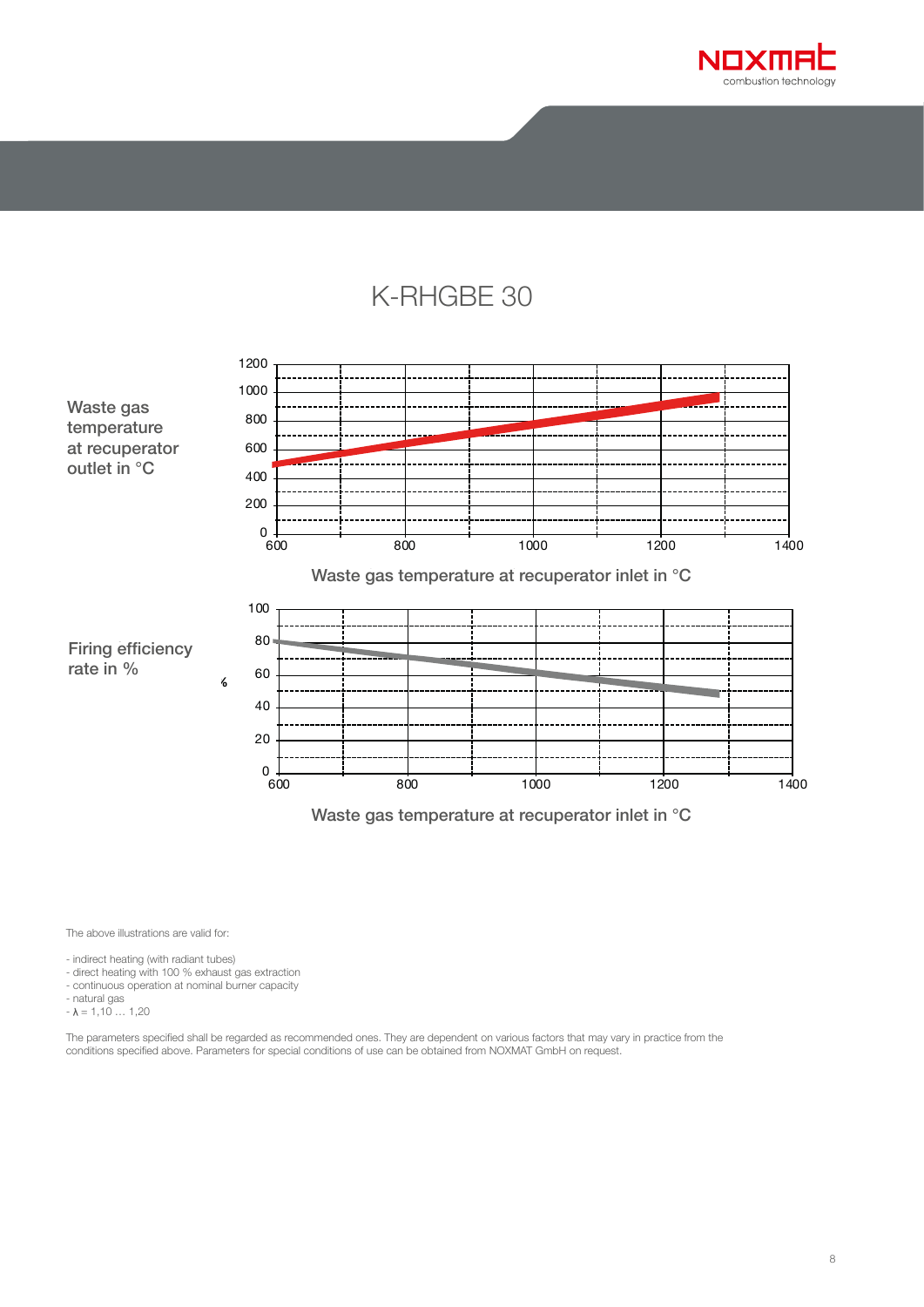# K-RHGBE 30

Waste gas temperature at recuperator outlet in °C

1200
1000
800
600
400
200
0

600 800 1000 1200 1400

Waste gas temperature at recuperator inlet in °C

Firing efficiency rate in %

100
80
60
40
20
0

600 800 1000 1200 1400

Waste gas temperature at recuperator inlet in °C

The above illustrations are valid for:

- indirect heating (with radiant tubes)
- direct heating with 100 % exhaust gas extraction
- continuous operation at nominal burner capacity
- natural gas
- $\lambda$ = 1,10 … 1,20

The parameters specified shall be regarded as recommended ones. They are dependent on various factors that may vary in practice from the conditions specified above. Parameters for special conditions of use can be obtained from NOXMAT GmbH on request.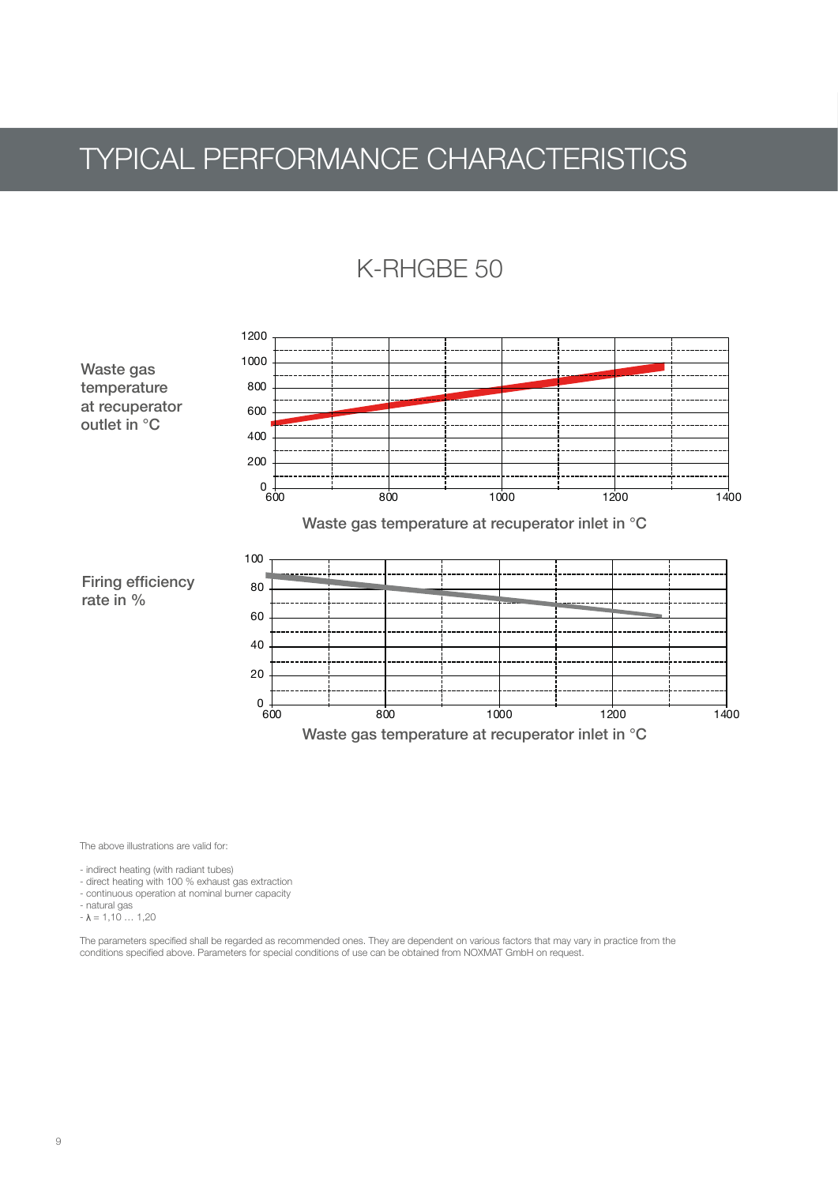# TYPICAL PERFORMANCE CHARACTERISTICS

## K-RHGBE 50

Waste gas temperature at recuperator outlet in °C

Waste gas temperature at recuperator inlet in °C

Firing efficiency rate in %

Waste gas temperature at recuperator inlet in °C

The above illustrations are valid for:

- indirect heating (with radiant tubes)
- direct heating with 100 % exhaust gas extraction
- continuous operation at nominal burner capacity
- natural gas
- $\lambda$ = 1,10 … 1,20

The parameters specified shall be regarded as recommended ones. They are dependent on various factors that may vary in practice from the conditions specified above. Parameters for special conditions of use can be obtained from NOXMAT GmbH on request.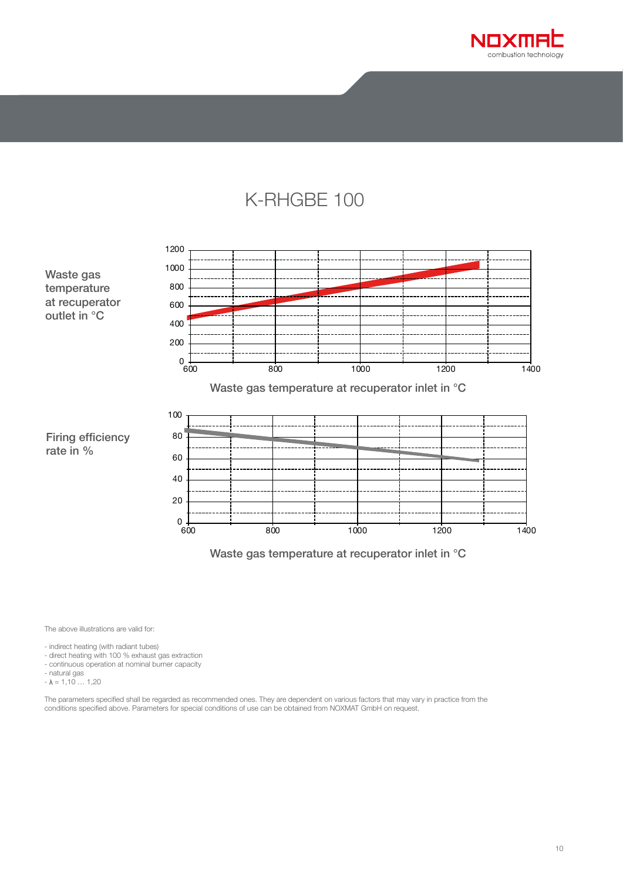# K-RHGBE 100

Waste gas temperature at recuperator outlet in °C

Waste gas temperature at recuperator inlet in °C

Firing efficiency rate in %

Waste gas temperature at recuperator inlet in °C

The above illustrations are valid for:

- indirect heating (with radiant tubes)
- direct heating with 100 % exhaust gas extraction
- continuous operation at nominal burner capacity
- natural gas
- $\lambda$ = 1,10 … 1,20

The parameters specified shall be regarded as recommended ones. They are dependent on various factors that may vary in practice from the conditions specified above. Parameters for special conditions of use can be obtained from NOXMAT GmbH on request.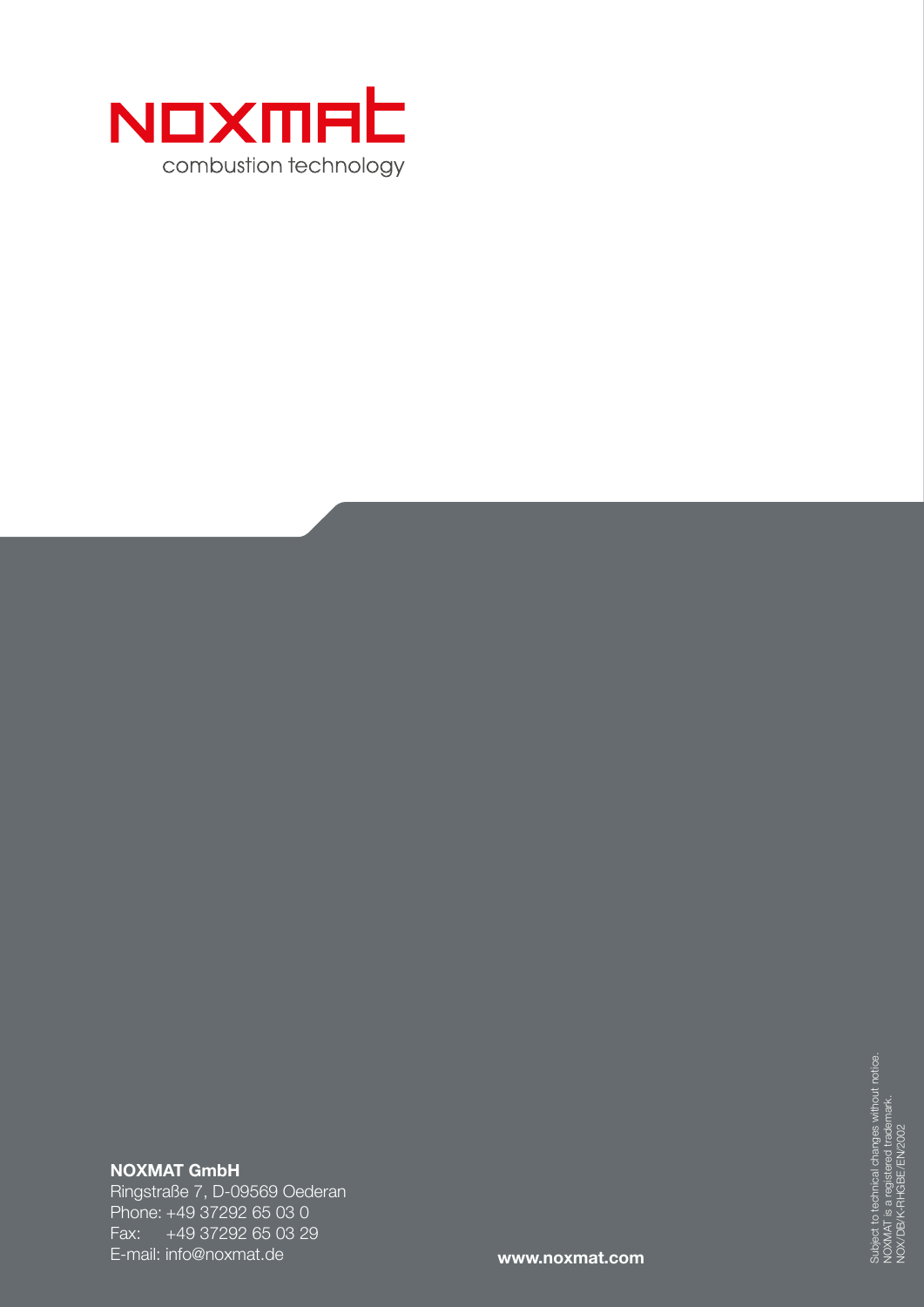NOXMAT

combustion technology

**NOXMAT GmbH**

Ringstraße 7, D-09569 Oederan

Phone: +49 37292 65 03 0

Fax: +49 37292 65 03 29

E-mail: info@noxmat.de

**www.noxmat.com**

Subject to technical changes without notice.

NOXMAT is a registered trademark.

NOX/DB/K-RHGBE/EN/2002